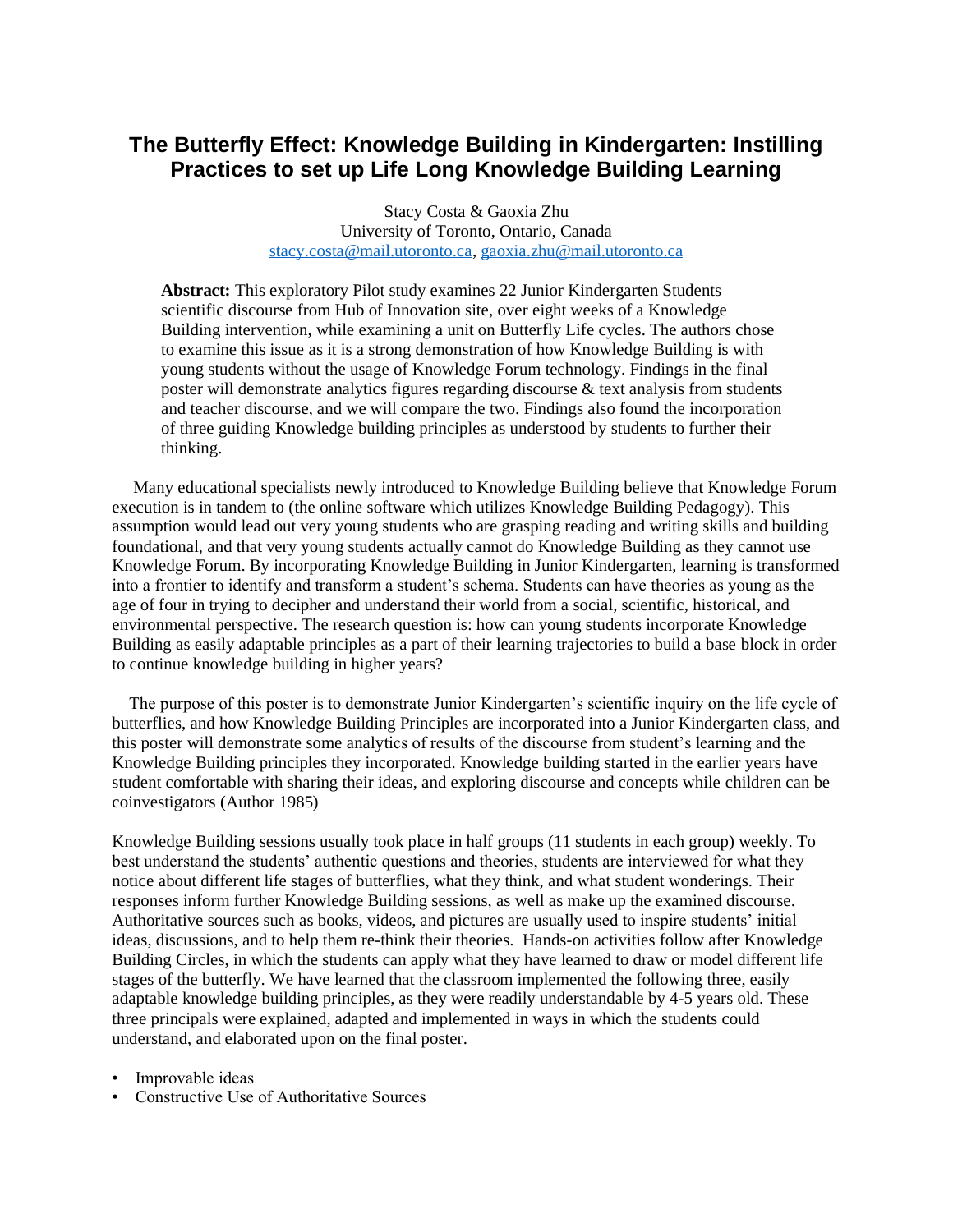# The Butterfly Effect: Knowledge Building in Kindergarten: Instilling Practices to set up Life Long Knowledge Building Learning

Stacy Costa & Gaoxia Zhu
University of Toronto, Ontario, Canada
stacy.costa@mail.utoronto.ca, gaoxia.zhu@mail.utoronto.ca

**Abstract:** This exploratory Pilot study examines 22 Junior Kindergarten Students scientific discourse from Hub of Innovation site, over eight weeks of a Knowledge Building intervention, while examining a unit on Butterfly Life cycles. The authors chose to examine this issue as it is a strong demonstration of how Knowledge Building is with young students without the usage of Knowledge Forum technology. Findings in the final poster will demonstrate analytics figures regarding discourse & text analysis from students and teacher discourse, and we will compare the two. Findings also found the incorporation of three guiding Knowledge building principles as understood by students to further their thinking.

Many educational specialists newly introduced to Knowledge Building believe that Knowledge Forum execution is in tandem to (the online software which utilizes Knowledge Building Pedagogy). This assumption would lead out very young students who are grasping reading and writing skills and building foundational, and that very young students actually cannot do Knowledge Building as they cannot use Knowledge Forum. By incorporating Knowledge Building in Junior Kindergarten, learning is transformed into a frontier to identify and transform a student's schema. Students can have theories as young as the age of four in trying to decipher and understand their world from a social, scientific, historical, and environmental perspective. The research question is: how can young students incorporate Knowledge Building as easily adaptable principles as a part of their learning trajectories to build a base block in order to continue knowledge building in higher years?

The purpose of this poster is to demonstrate Junior Kindergarten's scientific inquiry on the life cycle of butterflies, and how Knowledge Building Principles are incorporated into a Junior Kindergarten class, and this poster will demonstrate some analytics of results of the discourse from student's learning and the Knowledge Building principles they incorporated. Knowledge building started in the earlier years have student comfortable with sharing their ideas, and exploring discourse and concepts while children can be coinvestigators (Author 1985)

Knowledge Building sessions usually took place in half groups (11 students in each group) weekly. To best understand the students' authentic questions and theories, students are interviewed for what they notice about different life stages of butterflies, what they think, and what student wonderings. Their responses inform further Knowledge Building sessions, as well as make up the examined discourse. Authoritative sources such as books, videos, and pictures are usually used to inspire students' initial ideas, discussions, and to help them re-think their theories. Hands-on activities follow after Knowledge Building Circles, in which the students can apply what they have learned to draw or model different life stages of the butterfly. We have learned that the classroom implemented the following three, easily adaptable knowledge building principles, as they were readily understandable by 4-5 years old. These three principals were explained, adapted and implemented in ways in which the students could understand, and elaborated upon on the final poster.

- Improvable ideas
- Constructive Use of Authoritative Sources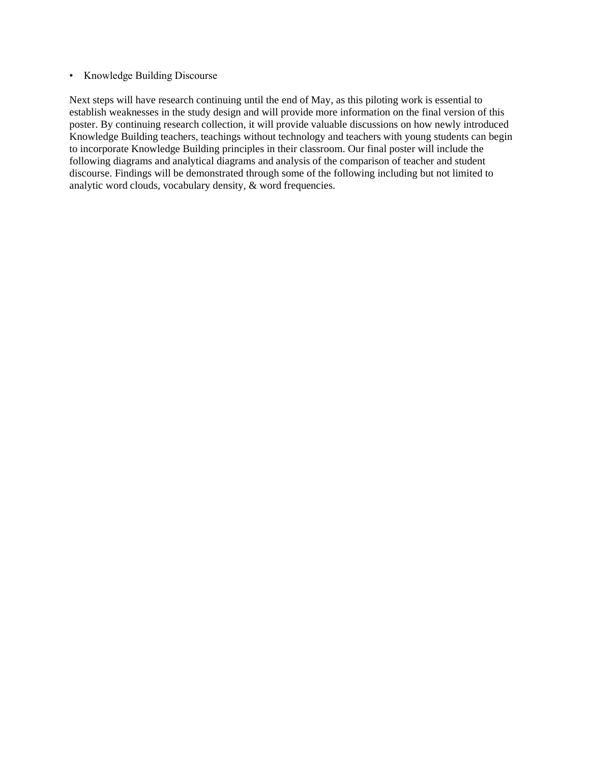- Knowledge Building Discourse

Next steps will have research continuing until the end of May, as this piloting work is essential to establish weaknesses in the study design and will provide more information on the final version of this poster. By continuing research collection, it will provide valuable discussions on how newly introduced Knowledge Building teachers, teachings without technology and teachers with young students can begin to incorporate Knowledge Building principles in their classroom. Our final poster will include the following diagrams and analytical diagrams and analysis of the comparison of teacher and student discourse. Findings will be demonstrated through some of the following including but not limited to analytic word clouds, vocabulary density, & word frequencies.